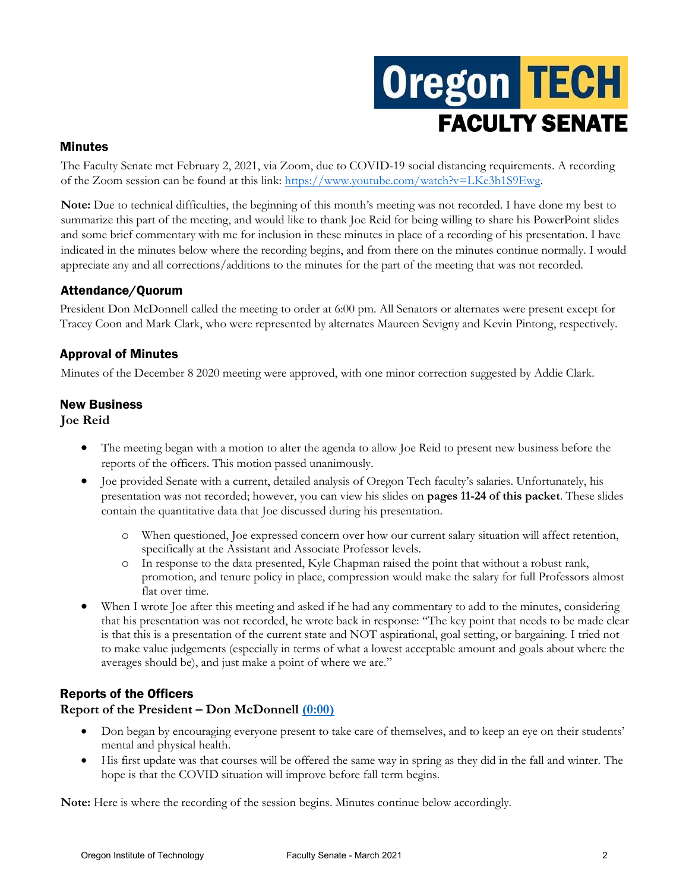# Oregon TECH FACULTY SENATE

## Minutes

The Faculty Senate met February 2, 2021, via Zoom, due to COVID-19 social distancing requirements. A recording of the Zoom session can be found at this link: https://www.youtube.com/watch?v=LKe3h1S9Ewg.

**Note:** Due to technical difficulties, the beginning of this month's meeting was not recorded. I have done my best to summarize this part of the meeting, and would like to thank Joe Reid for being willing to share his PowerPoint slides and some brief commentary with me for inclusion in these minutes in place of a recording of his presentation. I have indicated in the minutes below where the recording begins, and from there on the minutes continue normally. I would appreciate any and all corrections/additions to the minutes for the part of the meeting that was not recorded.

## Attendance/Quorum

President Don McDonnell called the meeting to order at 6:00 pm. All Senators or alternates were present except for Tracey Coon and Mark Clark, who were represented by alternates Maureen Sevigny and Kevin Pintong, respectively.

## Approval of Minutes

Minutes of the December 8 2020 meeting were approved, with one minor correction suggested by Addie Clark.

## New Business

### Joe Reid

- The meeting began with a motion to alter the agenda to allow Joe Reid to present new business before the reports of the officers. This motion passed unanimously.
- Joe provided Senate with a current, detailed analysis of Oregon Tech faculty's salaries. Unfortunately, his presentation was not recorded; however, you can view his slides on **pages 11-24 of this packet**. These slides contain the quantitative data that Joe discussed during his presentation.
  - When questioned, Joe expressed concern over how our current salary situation will affect retention, specifically at the Assistant and Associate Professor levels.
  - In response to the data presented, Kyle Chapman raised the point that without a robust rank, promotion, and tenure policy in place, compression would make the salary for full Professors almost flat over time.
- When I wrote Joe after this meeting and asked if he had any commentary to add to the minutes, considering that his presentation was not recorded, he wrote back in response: "The key point that needs to be made clear is that this is a presentation of the current state and NOT aspirational, goal setting, or bargaining. I tried not to make value judgements (especially in terms of what a lowest acceptable amount and goals about where the averages should be), and just make a point of where we are."

## Reports of the Officers

### Report of the President – Don McDonnell (0:00)

- Don began by encouraging everyone present to take care of themselves, and to keep an eye on their students' mental and physical health.
- His first update was that courses will be offered the same way in spring as they did in the fall and winter. The hope is that the COVID situation will improve before fall term begins.

**Note:** Here is where the recording of the session begins. Minutes continue below accordingly.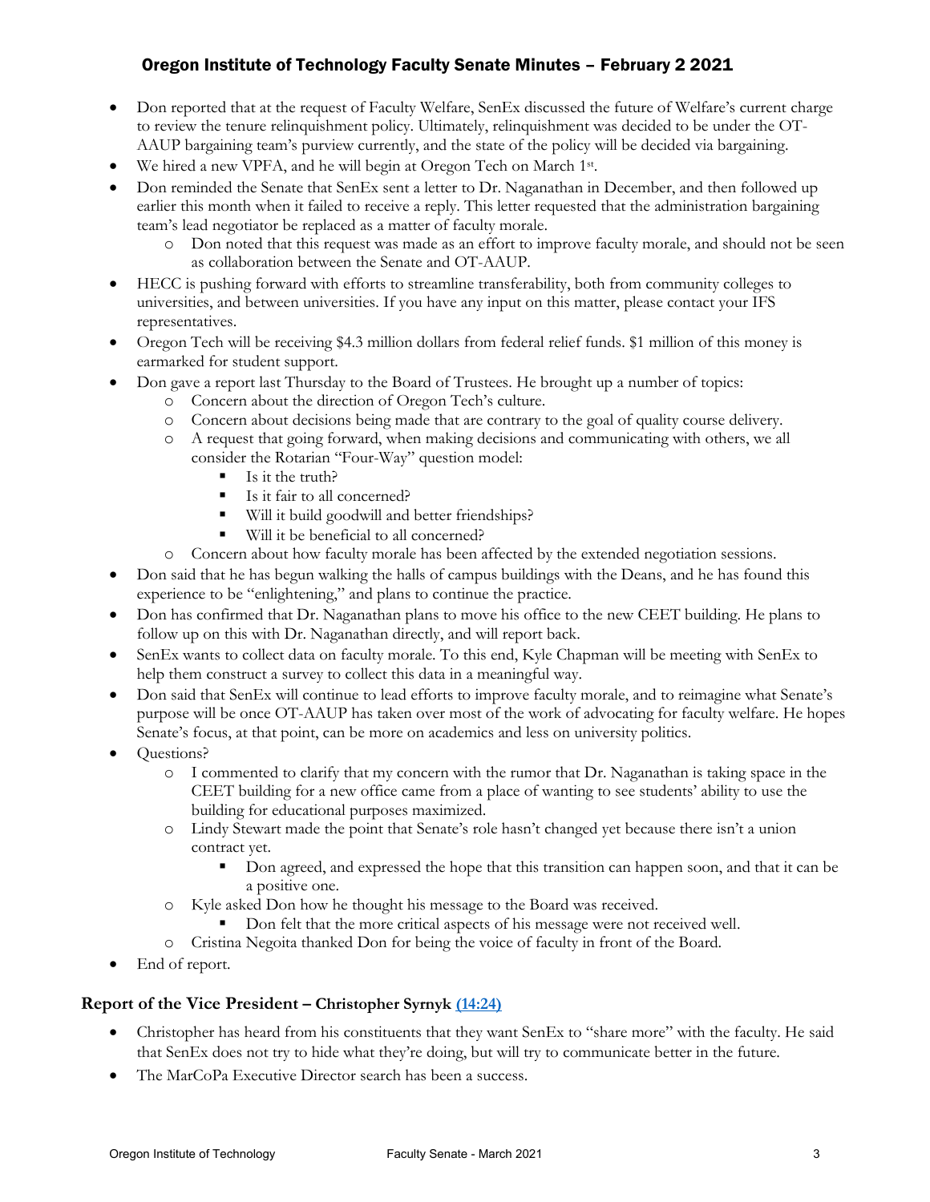- Don reported that at the request of Faculty Welfare, SenEx discussed the future of Welfare's current charge to review the tenure relinquishment policy. Ultimately, relinquishment was decided to be under the OT-AAUP bargaining team's purview currently, and the state of the policy will be decided via bargaining.
- We hired a new VPFA, and he will begin at Oregon Tech on March 1st.
- Don reminded the Senate that SenEx sent a letter to Dr. Naganathan in December, and then followed up earlier this month when it failed to receive a reply. This letter requested that the administration bargaining team's lead negotiator be replaced as a matter of faculty morale.
  - Don noted that this request was made as an effort to improve faculty morale, and should not be seen as collaboration between the Senate and OT-AAUP.
- HECC is pushing forward with efforts to streamline transferability, both from community colleges to universities, and between universities. If you have any input on this matter, please contact your IFS representatives.
- Oregon Tech will be receiving $4.3 million dollars from federal relief funds. $1 million of this money is earmarked for student support.
- Don gave a report last Thursday to the Board of Trustees. He brought up a number of topics:
  - Concern about the direction of Oregon Tech's culture.
  - Concern about decisions being made that are contrary to the goal of quality course delivery.
  - A request that going forward, when making decisions and communicating with others, we all consider the Rotarian "Four-Way" question model:
    - Is it the truth?
    - Is it fair to all concerned?
    - Will it build goodwill and better friendships?
    - Will it be beneficial to all concerned?
  - Concern about how faculty morale has been affected by the extended negotiation sessions.
- Don said that he has begun walking the halls of campus buildings with the Deans, and he has found this experience to be "enlightening," and plans to continue the practice.
- Don has confirmed that Dr. Naganathan plans to move his office to the new CEET building. He plans to follow up on this with Dr. Naganathan directly, and will report back.
- SenEx wants to collect data on faculty morale. To this end, Kyle Chapman will be meeting with SenEx to help them construct a survey to collect this data in a meaningful way.
- Don said that SenEx will continue to lead efforts to improve faculty morale, and to reimagine what Senate's purpose will be once OT-AAUP has taken over most of the work of advocating for faculty welfare. He hopes Senate's focus, at that point, can be more on academics and less on university politics.
- Questions?
  - I commented to clarify that my concern with the rumor that Dr. Naganathan is taking space in the CEET building for a new office came from a place of wanting to see students' ability to use the building for educational purposes maximized.
  - Lindy Stewart made the point that Senate's role hasn't changed yet because there isn't a union contract yet.
    - Don agreed, and expressed the hope that this transition can happen soon, and that it can be a positive one.
  - Kyle asked Don how he thought his message to the Board was received.
    - Don felt that the more critical aspects of his message were not received well.
  - Cristina Negoita thanked Don for being the voice of faculty in front of the Board.
- End of report.

### Report of the Vice President – Christopher Syrnyk [(14:24)]

- Christopher has heard from his constituents that they want SenEx to "share more" with the faculty. He said that SenEx does not try to hide what they're doing, but will try to communicate better in the future.
- The MarCoPa Executive Director search has been a success.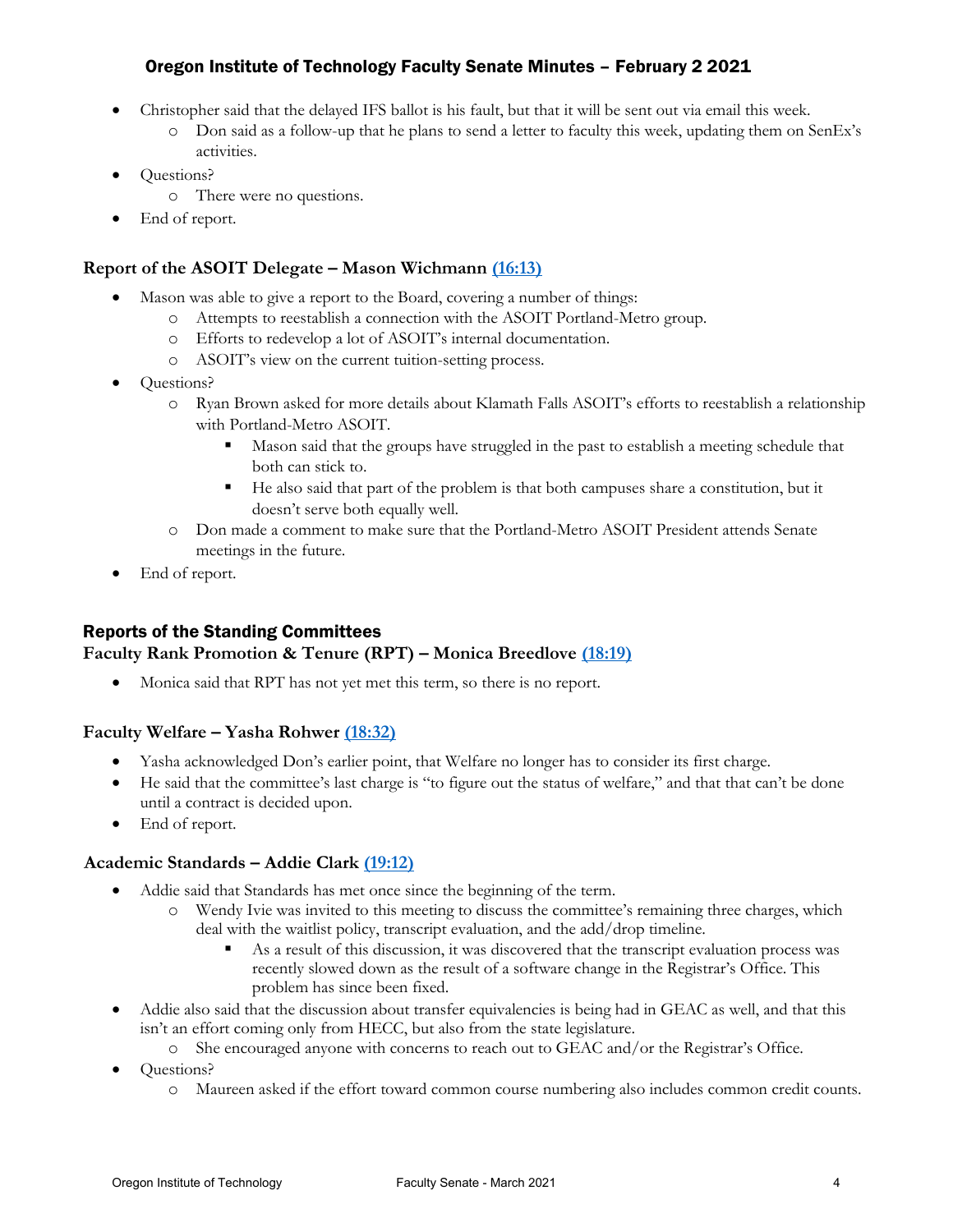- Christopher said that the delayed IFS ballot is his fault, but that it will be sent out via email this week.
  - Don said as a follow-up that he plans to send a letter to faculty this week, updating them on SenEx's activities.
- Questions?
  - There were no questions.
- End of report.

### Report of the ASOIT Delegate – Mason Wichmann [(16:13)]()

- Mason was able to give a report to the Board, covering a number of things:
  - Attempts to reestablish a connection with the ASOIT Portland-Metro group.
  - Efforts to redevelop a lot of ASOIT's internal documentation.
  - ASOIT's view on the current tuition-setting process.
- Questions?
  - Ryan Brown asked for more details about Klamath Falls ASOIT's efforts to reestablish a relationship with Portland-Metro ASOIT.
    - Mason said that the groups have struggled in the past to establish a meeting schedule that both can stick to.
    - He also said that part of the problem is that both campuses share a constitution, but it doesn't serve both equally well.
  - Don made a comment to make sure that the Portland-Metro ASOIT President attends Senate meetings in the future.
- End of report.

## Reports of the Standing Committees

### Faculty Rank Promotion & Tenure (RPT) – Monica Breedlove [(18:19)]()

- Monica said that RPT has not yet met this term, so there is no report.

### Faculty Welfare – Yasha Rohwer [(18:32)]()

- Yasha acknowledged Don's earlier point, that Welfare no longer has to consider its first charge.
- He said that the committee's last charge is "to figure out the status of welfare," and that that can't be done until a contract is decided upon.
- End of report.

### Academic Standards – Addie Clark [(19:12)]()

- Addie said that Standards has met once since the beginning of the term.
  - Wendy Ivie was invited to this meeting to discuss the committee's remaining three charges, which deal with the waitlist policy, transcript evaluation, and the add/drop timeline.
    - As a result of this discussion, it was discovered that the transcript evaluation process was recently slowed down as the result of a software change in the Registrar's Office. This problem has since been fixed.
- Addie also said that the discussion about transfer equivalencies is being had in GEAC as well, and that this isn't an effort coming only from HECC, but also from the state legislature.
  - She encouraged anyone with concerns to reach out to GEAC and/or the Registrar's Office.
- Questions?
  - Maureen asked if the effort toward common course numbering also includes common credit counts.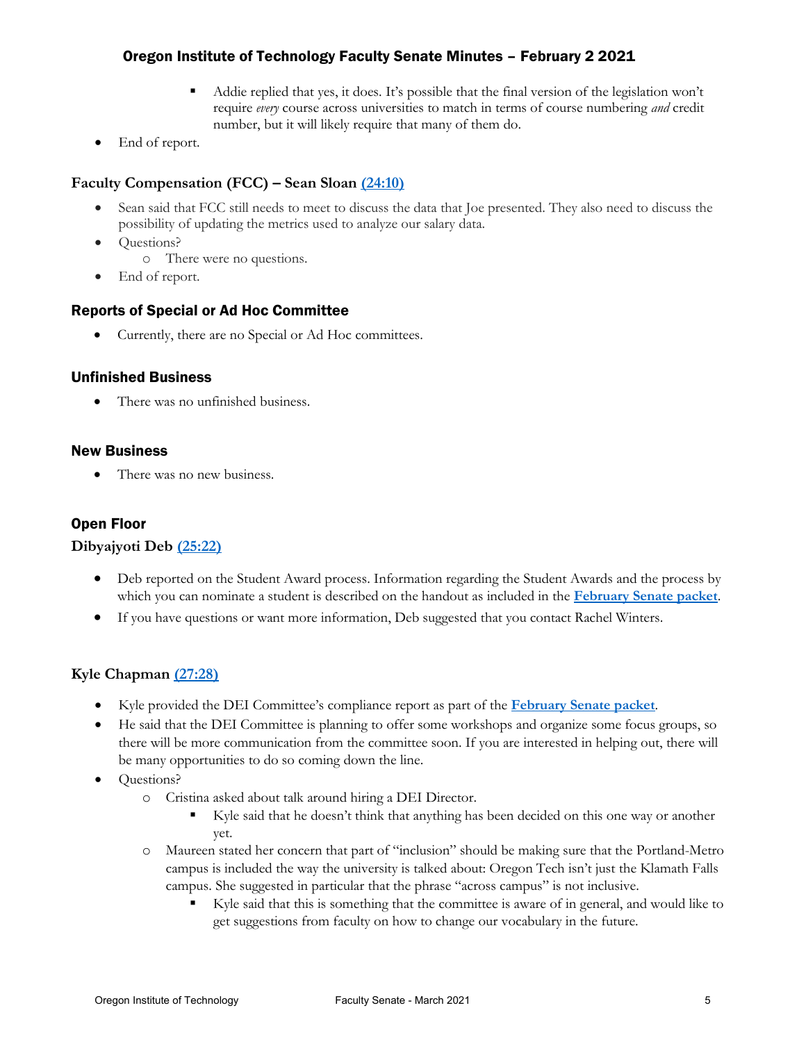- Addie replied that yes, it does. It's possible that the final version of the legislation won't require *every* course across universities to match in terms of course numbering *and* credit number, but it will likely require that many of them do.
- End of report.

### Faculty Compensation (FCC) – Sean Sloan [(24:10)]()

- Sean said that FCC still needs to meet to discuss the data that Joe presented. They also need to discuss the possibility of updating the metrics used to analyze our salary data.
- Questions?
    - There were no questions.
- End of report.

## Reports of Special or Ad Hoc Committee

- Currently, there are no Special or Ad Hoc committees.

## Unfinished Business

- There was no unfinished business.

## New Business

- There was no new business.

## Open Floor

### Dibyajyoti Deb [(25:22)]()

- Deb reported on the Student Award process. Information regarding the Student Awards and the process by which you can nominate a student is described on the handout as included in the **[February Senate packet]()**.
- If you have questions or want more information, Deb suggested that you contact Rachel Winters.

### Kyle Chapman [(27:28)]()

- Kyle provided the DEI Committee's compliance report as part of the **[February Senate packet]()**.
- He said that the DEI Committee is planning to offer some workshops and organize some focus groups, so there will be more communication from the committee soon. If you are interested in helping out, there will be many opportunities to do so coming down the line.
- Questions?
    - Cristina asked about talk around hiring a DEI Director.
        - Kyle said that he doesn't think that anything has been decided on this one way or another yet.
    - Maureen stated her concern that part of "inclusion" should be making sure that the Portland-Metro campus is included the way the university is talked about: Oregon Tech isn't just the Klamath Falls campus. She suggested in particular that the phrase "across campus" is not inclusive.
        - Kyle said that this is something that the committee is aware of in general, and would like to get suggestions from faculty on how to change our vocabulary in the future.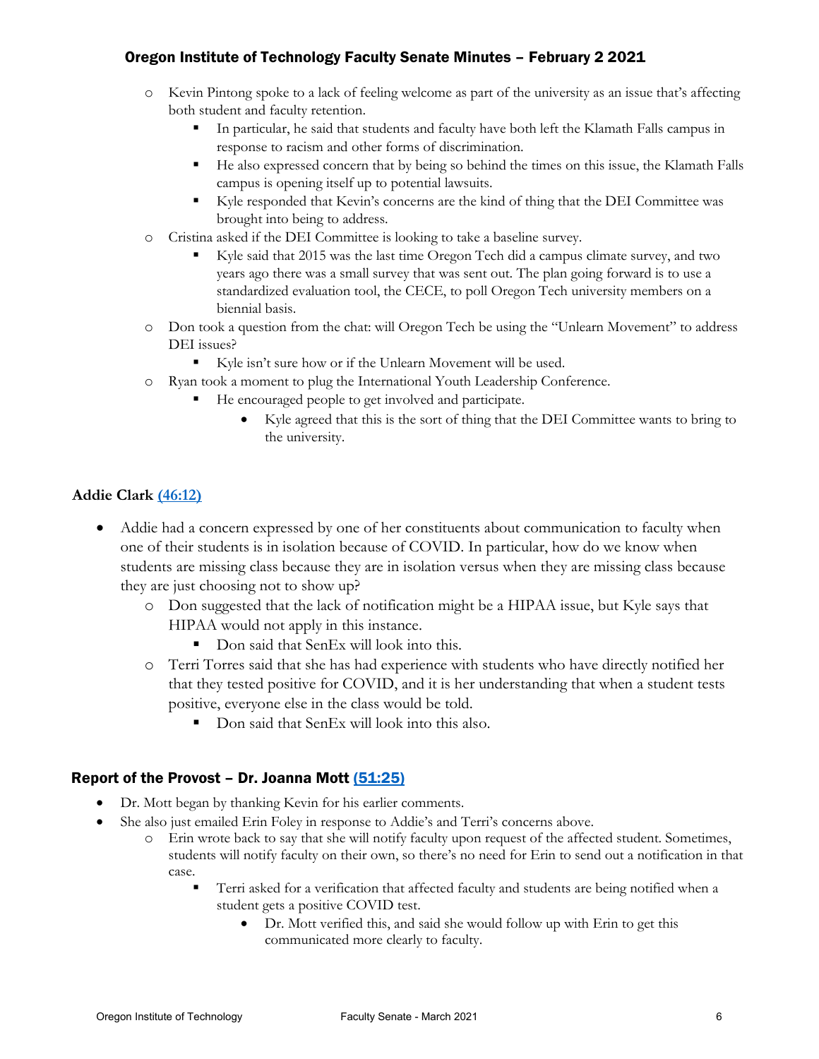- Kevin Pintong spoke to a lack of feeling welcome as part of the university as an issue that's affecting both student and faculty retention.
  - In particular, he said that students and faculty have both left the Klamath Falls campus in response to racism and other forms of discrimination.
  - He also expressed concern that by being so behind the times on this issue, the Klamath Falls campus is opening itself up to potential lawsuits.
  - Kyle responded that Kevin's concerns are the kind of thing that the DEI Committee was brought into being to address.
- Cristina asked if the DEI Committee is looking to take a baseline survey.
  - Kyle said that 2015 was the last time Oregon Tech did a campus climate survey, and two years ago there was a small survey that was sent out. The plan going forward is to use a standardized evaluation tool, the CECE, to poll Oregon Tech university members on a biennial basis.
- Don took a question from the chat: will Oregon Tech be using the "Unlearn Movement" to address DEI issues?
  - Kyle isn't sure how or if the Unlearn Movement will be used.
- Ryan took a moment to plug the International Youth Leadership Conference.
  - He encouraged people to get involved and participate.
    - Kyle agreed that this is the sort of thing that the DEI Committee wants to bring to the university.

### Addie Clark [(46:12)]()

- Addie had a concern expressed by one of her constituents about communication to faculty when one of their students is in isolation because of COVID. In particular, how do we know when students are missing class because they are in isolation versus when they are missing class because they are just choosing not to show up?
  - Don suggested that the lack of notification might be a HIPAA issue, but Kyle says that HIPAA would not apply in this instance.
    - Don said that SenEx will look into this.
  - Terri Torres said that she has had experience with students who have directly notified her that they tested positive for COVID, and it is her understanding that when a student tests positive, everyone else in the class would be told.
    - Don said that SenEx will look into this also.

## Report of the Provost – Dr. Joanna Mott [(51:25)]()

- Dr. Mott began by thanking Kevin for his earlier comments.
- She also just emailed Erin Foley in response to Addie's and Terri's concerns above.
  - Erin wrote back to say that she will notify faculty upon request of the affected student. Sometimes, students will notify faculty on their own, so there's no need for Erin to send out a notification in that case.
    - Terri asked for a verification that affected faculty and students are being notified when a student gets a positive COVID test.
      - Dr. Mott verified this, and said she would follow up with Erin to get this communicated more clearly to faculty.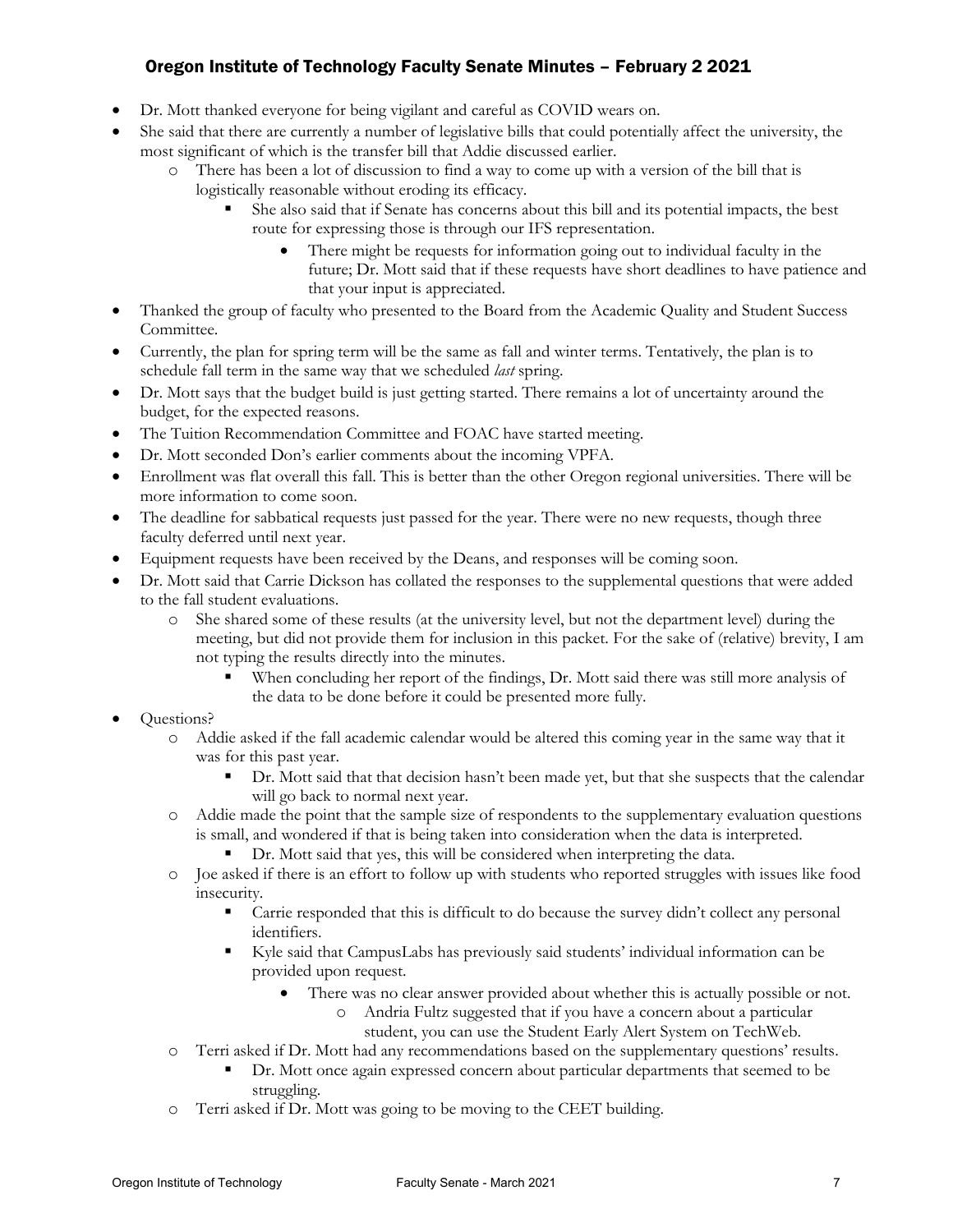- Dr. Mott thanked everyone for being vigilant and careful as COVID wears on.
- She said that there are currently a number of legislative bills that could potentially affect the university, the most significant of which is the transfer bill that Addie discussed earlier.
  - There has been a lot of discussion to find a way to come up with a version of the bill that is logistically reasonable without eroding its efficacy.
    - She also said that if Senate has concerns about this bill and its potential impacts, the best route for expressing those is through our IFS representation.
      - There might be requests for information going out to individual faculty in the future; Dr. Mott said that if these requests have short deadlines to have patience and that your input is appreciated.
- Thanked the group of faculty who presented to the Board from the Academic Quality and Student Success Committee.
- Currently, the plan for spring term will be the same as fall and winter terms. Tentatively, the plan is to schedule fall term in the same way that we scheduled *last* spring.
- Dr. Mott says that the budget build is just getting started. There remains a lot of uncertainty around the budget, for the expected reasons.
- The Tuition Recommendation Committee and FOAC have started meeting.
- Dr. Mott seconded Don's earlier comments about the incoming VPFA.
- Enrollment was flat overall this fall. This is better than the other Oregon regional universities. There will be more information to come soon.
- The deadline for sabbatical requests just passed for the year. There were no new requests, though three faculty deferred until next year.
- Equipment requests have been received by the Deans, and responses will be coming soon.
- Dr. Mott said that Carrie Dickson has collated the responses to the supplemental questions that were added to the fall student evaluations.
  - She shared some of these results (at the university level, but not the department level) during the meeting, but did not provide them for inclusion in this packet. For the sake of (relative) brevity, I am not typing the results directly into the minutes.
    - When concluding her report of the findings, Dr. Mott said there was still more analysis of the data to be done before it could be presented more fully.
- Questions?
  - Addie asked if the fall academic calendar would be altered this coming year in the same way that it was for this past year.
    - Dr. Mott said that that decision hasn't been made yet, but that she suspects that the calendar will go back to normal next year.
  - Addie made the point that the sample size of respondents to the supplementary evaluation questions is small, and wondered if that is being taken into consideration when the data is interpreted.
    - Dr. Mott said that yes, this will be considered when interpreting the data.
  - Joe asked if there is an effort to follow up with students who reported struggles with issues like food insecurity.
    - Carrie responded that this is difficult to do because the survey didn't collect any personal identifiers.
    - Kyle said that CampusLabs has previously said students' individual information can be provided upon request.
      - There was no clear answer provided about whether this is actually possible or not.
        - Andria Fultz suggested that if you have a concern about a particular student, you can use the Student Early Alert System on TechWeb.
  - Terri asked if Dr. Mott had any recommendations based on the supplementary questions' results.
    - Dr. Mott once again expressed concern about particular departments that seemed to be struggling.
  - Terri asked if Dr. Mott was going to be moving to the CEET building.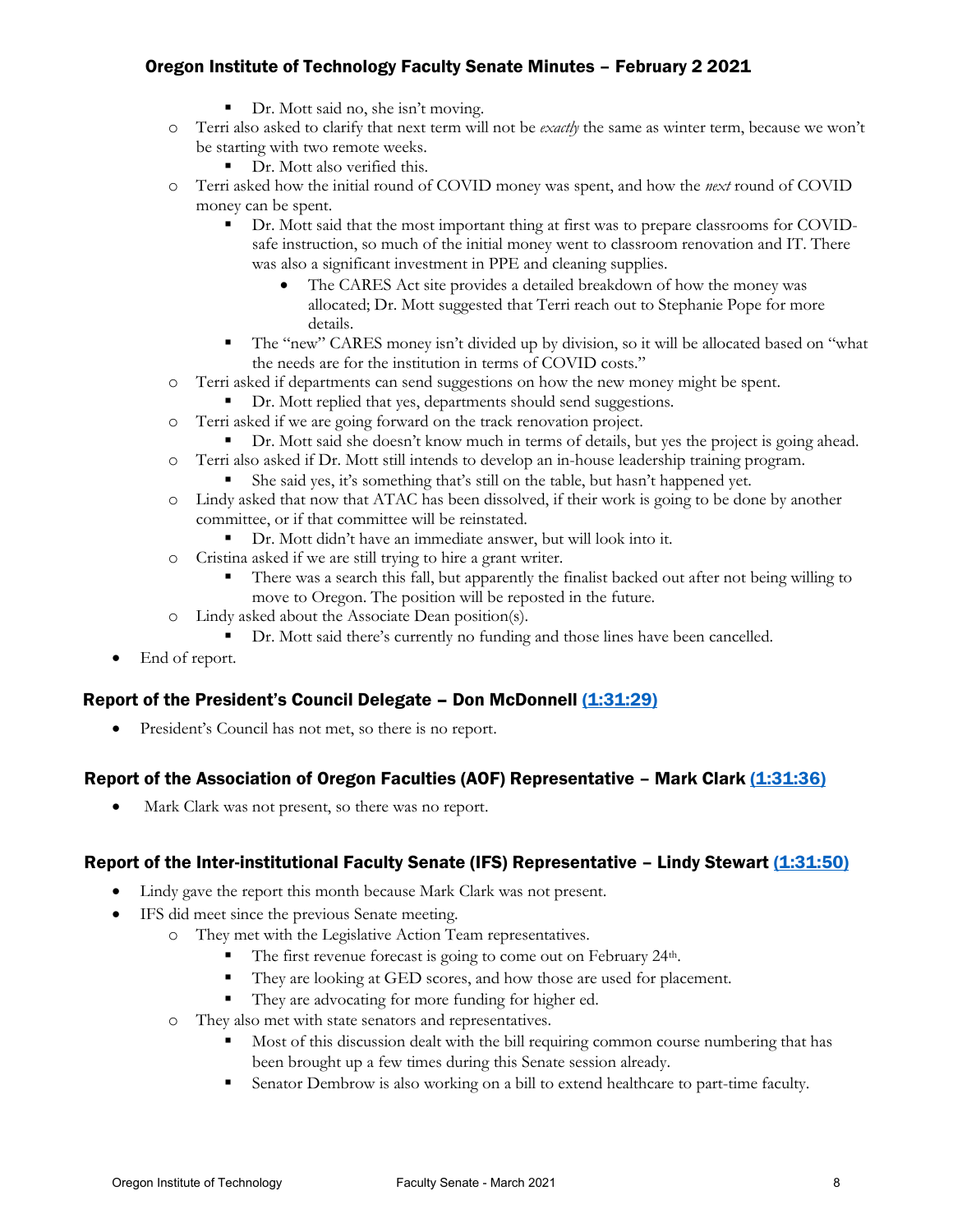- Dr. Mott said no, she isn't moving.
    - Terri also asked to clarify that next term will not be *exactly* the same as winter term, because we won't be starting with two remote weeks.
        - Dr. Mott also verified this.
    - Terri asked how the initial round of COVID money was spent, and how the *next* round of COVID money can be spent.
        - Dr. Mott said that the most important thing at first was to prepare classrooms for COVID-safe instruction, so much of the initial money went to classroom renovation and IT. There was also a significant investment in PPE and cleaning supplies.
            - The CARES Act site provides a detailed breakdown of how the money was allocated; Dr. Mott suggested that Terri reach out to Stephanie Pope for more details.
        - The "new" CARES money isn't divided up by division, so it will be allocated based on "what the needs are for the institution in terms of COVID costs."
    - Terri asked if departments can send suggestions on how the new money might be spent.
        - Dr. Mott replied that yes, departments should send suggestions.
    - Terri asked if we are going forward on the track renovation project.
        - Dr. Mott said she doesn't know much in terms of details, but yes the project is going ahead.
    - Terri also asked if Dr. Mott still intends to develop an in-house leadership training program.
        - She said yes, it's something that's still on the table, but hasn't happened yet.
    - Lindy asked that now that ATAC has been dissolved, if their work is going to be done by another committee, or if that committee will be reinstated.
        - Dr. Mott didn't have an immediate answer, but will look into it.
    - Cristina asked if we are still trying to hire a grant writer.
        - There was a search this fall, but apparently the finalist backed out after not being willing to move to Oregon. The position will be reposted in the future.
    - Lindy asked about the Associate Dean position(s).
        - Dr. Mott said there's currently no funding and those lines have been cancelled.
- End of report.

## Report of the President's Council Delegate – Don McDonnell (1:31:29)

- President's Council has not met, so there is no report.

## Report of the Association of Oregon Faculties (AOF) Representative – Mark Clark (1:31:36)

- Mark Clark was not present, so there was no report.

## Report of the Inter-institutional Faculty Senate (IFS) Representative – Lindy Stewart (1:31:50)

- Lindy gave the report this month because Mark Clark was not present.
- IFS did meet since the previous Senate meeting.
    - They met with the Legislative Action Team representatives.
        - The first revenue forecast is going to come out on February 24th.
        - They are looking at GED scores, and how those are used for placement.
        - They are advocating for more funding for higher ed.
    - They also met with state senators and representatives.
        - Most of this discussion dealt with the bill requiring common course numbering that has been brought up a few times during this Senate session already.
        - Senator Dembrow is also working on a bill to extend healthcare to part-time faculty.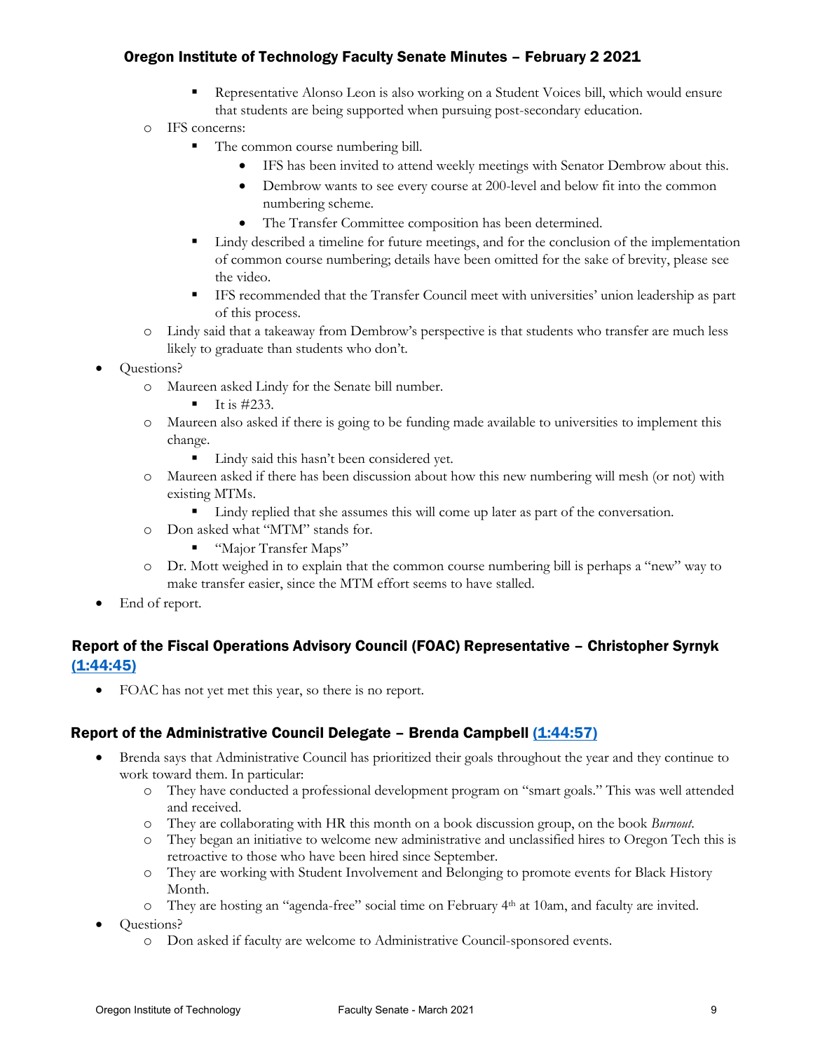- Representative Alonso Leon is also working on a Student Voices bill, which would ensure that students are being supported when pursuing post-secondary education.
- IFS concerns:
  - The common course numbering bill.
    - IFS has been invited to attend weekly meetings with Senator Dembrow about this.
    - Dembrow wants to see every course at 200-level and below fit into the common numbering scheme.
    - The Transfer Committee composition has been determined.
  - Lindy described a timeline for future meetings, and for the conclusion of the implementation of common course numbering; details have been omitted for the sake of brevity, please see the video.
  - IFS recommended that the Transfer Council meet with universities' union leadership as part of this process.
- Lindy said that a takeaway from Dembrow's perspective is that students who transfer are much less likely to graduate than students who don't.

- Questions?
  - Maureen asked Lindy for the Senate bill number.
    - It is #233.
  - Maureen also asked if there is going to be funding made available to universities to implement this change.
    - Lindy said this hasn't been considered yet.
  - Maureen asked if there has been discussion about how this new numbering will mesh (or not) with existing MTMs.
    - Lindy replied that she assumes this will come up later as part of the conversation.
  - Don asked what "MTM" stands for.
    - "Major Transfer Maps"
  - Dr. Mott weighed in to explain that the common course numbering bill is perhaps a "new" way to make transfer easier, since the MTM effort seems to have stalled.
- End of report.

### Report of the Fiscal Operations Advisory Council (FOAC) Representative – Christopher Syrnyk (1:44:45)

- FOAC has not yet met this year, so there is no report.

### Report of the Administrative Council Delegate – Brenda Campbell (1:44:57)

- Brenda says that Administrative Council has prioritized their goals throughout the year and they continue to work toward them. In particular:
  - They have conducted a professional development program on "smart goals." This was well attended and received.
  - They are collaborating with HR this month on a book discussion group, on the book *Burnout*.
  - They began an initiative to welcome new administrative and unclassified hires to Oregon Tech this is retroactive to those who have been hired since September.
  - They are working with Student Involvement and Belonging to promote events for Black History Month.
  - They are hosting an "agenda-free" social time on February 4th at 10am, and faculty are invited.
- Questions?
  - Don asked if faculty are welcome to Administrative Council-sponsored events.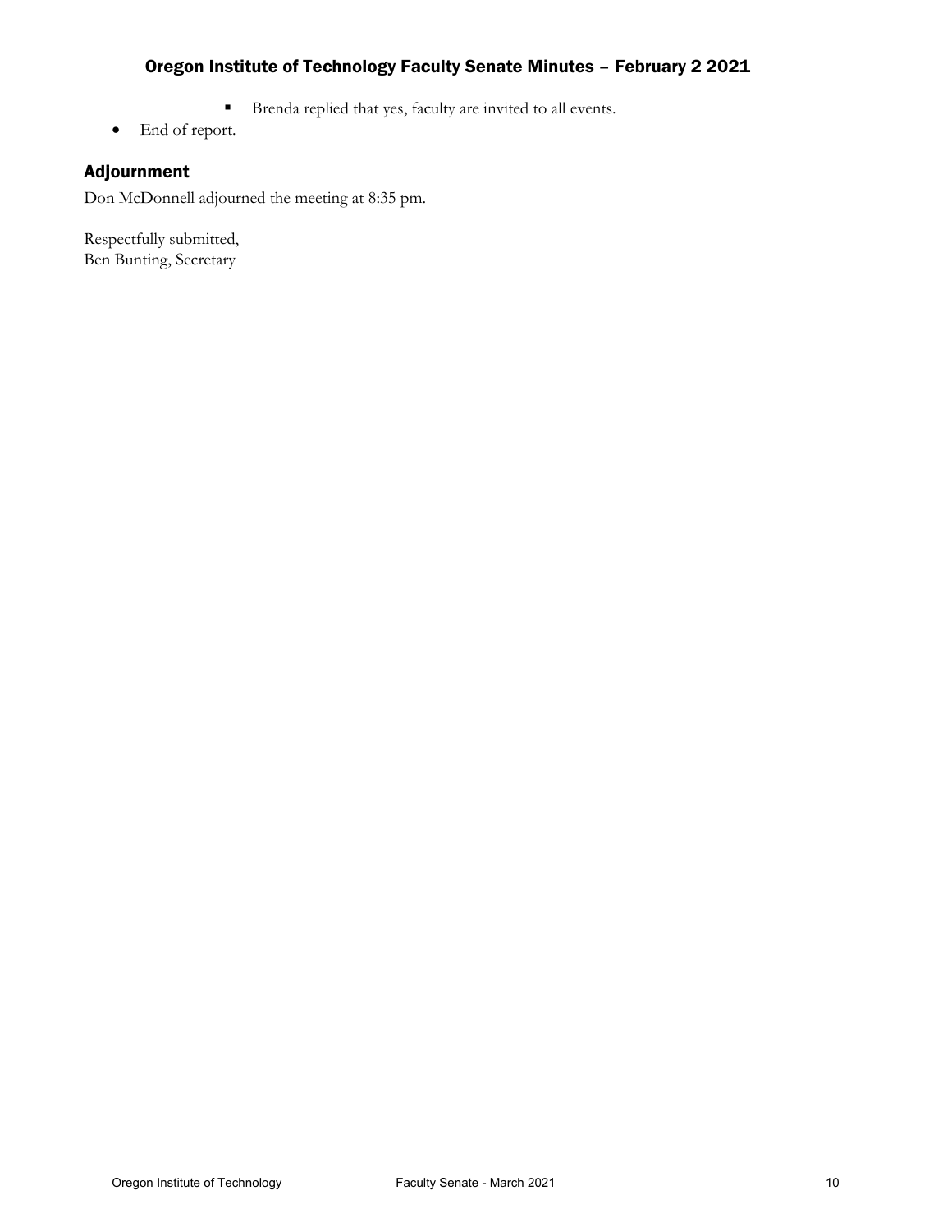- Brenda replied that yes, faculty are invited to all events.
- End of report.

## Adjournment

Don McDonnell adjourned the meeting at 8:35 pm.

Respectfully submitted,
Ben Bunting, Secretary